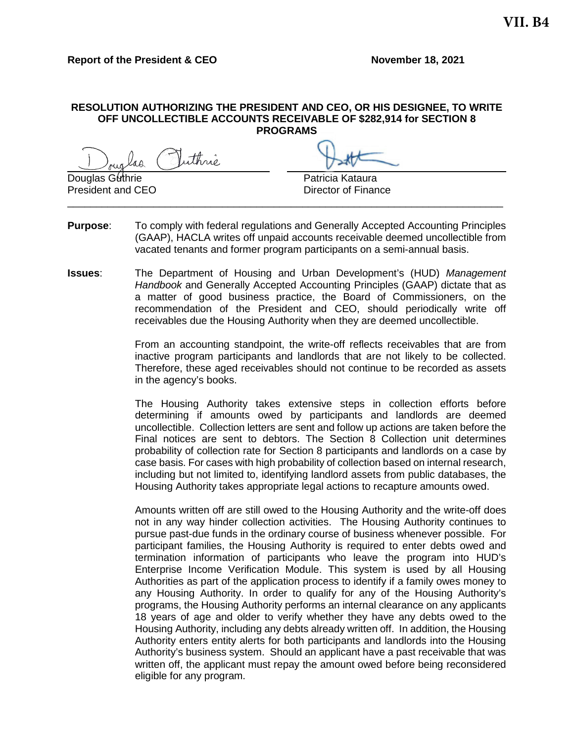VII. B4

**Report of the President & CEO** **November 18, 2021**

**RESOLUTION AUTHORIZING THE PRESIDENT AND CEO, OR HIS DESIGNEE, TO WRITE OFF UNCOLLECTIBLE ACCOUNTS RECEIVABLE OF $282,914 for SECTION 8 PROGRAMS**

Douglas Guthrie
President and CEO

Patricia Kataura
Director of Finance

---

**Purpose**: To comply with federal regulations and Generally Accepted Accounting Principles (GAAP), HACLA writes off unpaid accounts receivable deemed uncollectible from vacated tenants and former program participants on a semi-annual basis.

**Issues**: The Department of Housing and Urban Development's (HUD) *Management Handbook* and Generally Accepted Accounting Principles (GAAP) dictate that as a matter of good business practice, the Board of Commissioners, on the recommendation of the President and CEO, should periodically write off receivables due the Housing Authority when they are deemed uncollectible.

From an accounting standpoint, the write-off reflects receivables that are from inactive program participants and landlords that are not likely to be collected. Therefore, these aged receivables should not continue to be recorded as assets in the agency's books.

The Housing Authority takes extensive steps in collection efforts before determining if amounts owed by participants and landlords are deemed uncollectible. Collection letters are sent and follow up actions are taken before the Final notices are sent to debtors. The Section 8 Collection unit determines probability of collection rate for Section 8 participants and landlords on a case by case basis. For cases with high probability of collection based on internal research, including but not limited to, identifying landlord assets from public databases, the Housing Authority takes appropriate legal actions to recapture amounts owed.

Amounts written off are still owed to the Housing Authority and the write-off does not in any way hinder collection activities. The Housing Authority continues to pursue past-due funds in the ordinary course of business whenever possible. For participant families, the Housing Authority is required to enter debts owed and termination information of participants who leave the program into HUD's Enterprise Income Verification Module. This system is used by all Housing Authorities as part of the application process to identify if a family owes money to any Housing Authority. In order to qualify for any of the Housing Authority's programs, the Housing Authority performs an internal clearance on any applicants 18 years of age and older to verify whether they have any debts owed to the Housing Authority, including any debts already written off. In addition, the Housing Authority enters entity alerts for both participants and landlords into the Housing Authority's business system. Should an applicant have a past receivable that was written off, the applicant must repay the amount owed before being reconsidered eligible for any program.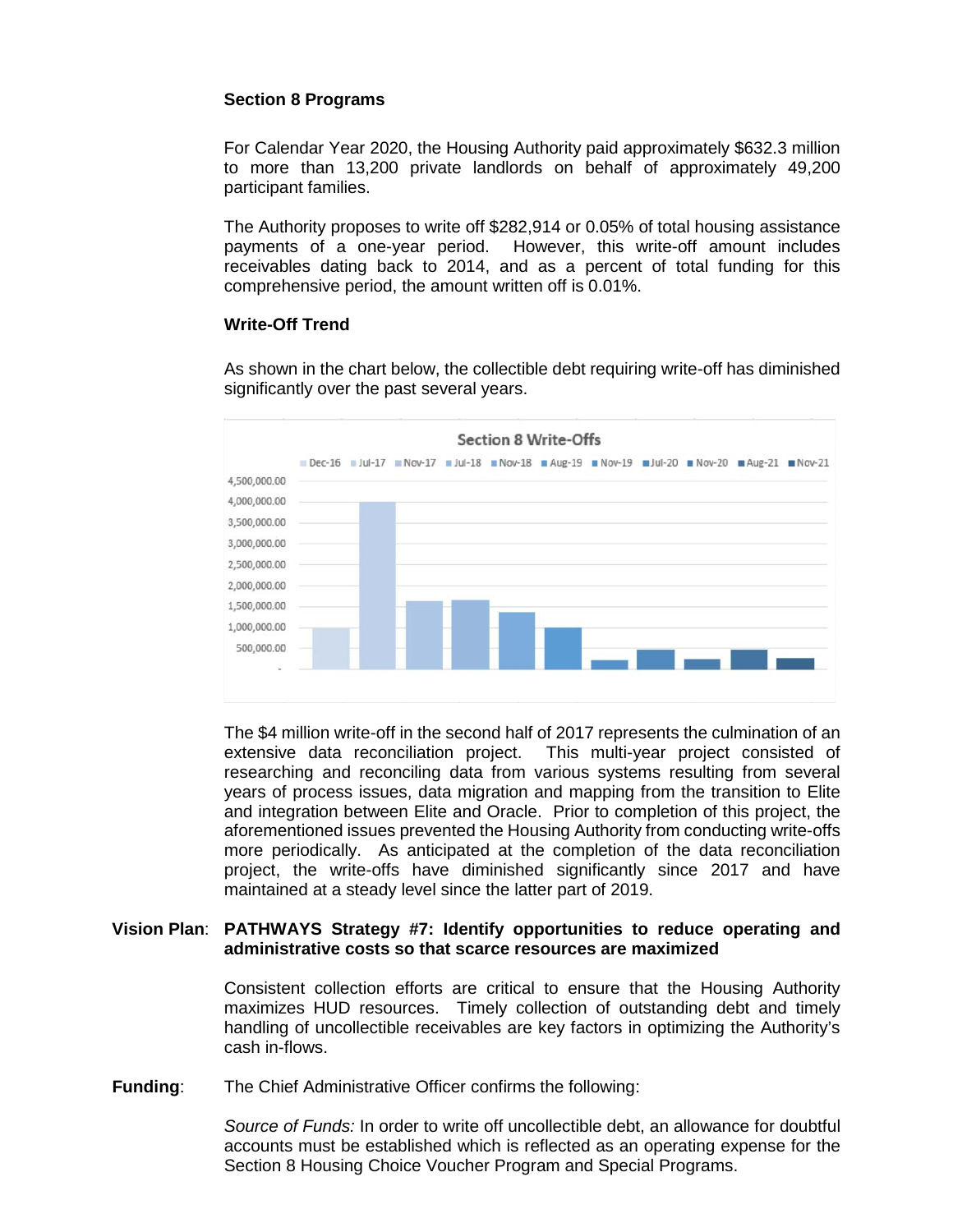**Section 8 Programs**

For Calendar Year 2020, the Housing Authority paid approximately $632.3 million to more than 13,200 private landlords on behalf of approximately 49,200 participant families.

The Authority proposes to write off $282,914 or 0.05% of total housing assistance payments of a one-year period. However, this write-off amount includes receivables dating back to 2014, and as a percent of total funding for this comprehensive period, the amount written off is 0.01%.

**Write-Off Trend**

As shown in the chart below, the collectible debt requiring write-off has diminished significantly over the past several years.

Section 8 Write-Offs

The $4 million write-off in the second half of 2017 represents the culmination of an extensive data reconciliation project. This multi-year project consisted of researching and reconciling data from various systems resulting from several years of process issues, data migration and mapping from the transition to Elite and integration between Elite and Oracle. Prior to completion of this project, the aforementioned issues prevented the Housing Authority from conducting write-offs more periodically. As anticipated at the completion of the data reconciliation project, the write-offs have diminished significantly since 2017 and have maintained at a steady level since the latter part of 2019.

**Vision Plan**: **PATHWAYS Strategy #7: Identify opportunities to reduce operating and administrative costs so that scarce resources are maximized**

Consistent collection efforts are critical to ensure that the Housing Authority maximizes HUD resources. Timely collection of outstanding debt and timely handling of uncollectible receivables are key factors in optimizing the Authority's cash in-flows.

**Funding**: The Chief Administrative Officer confirms the following:

*Source of Funds:* In order to write off uncollectible debt, an allowance for doubtful accounts must be established which is reflected as an operating expense for the Section 8 Housing Choice Voucher Program and Special Programs.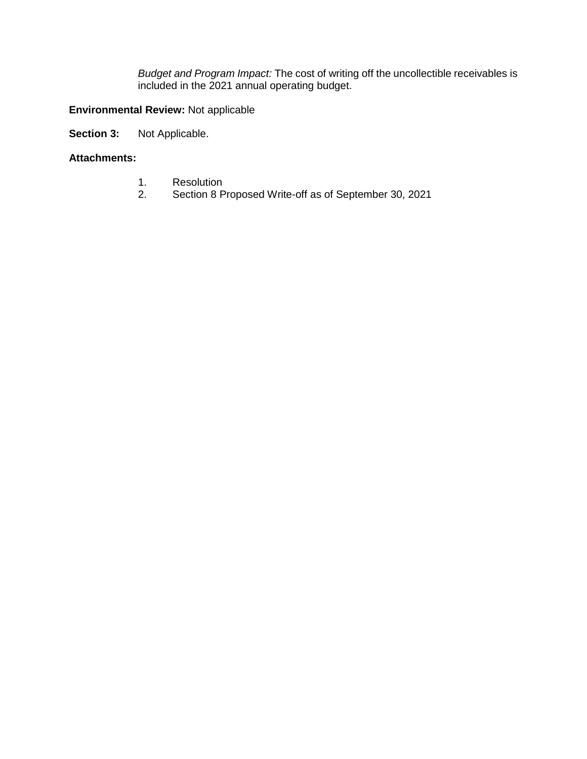*Budget and Program Impact:* The cost of writing off the uncollectible receivables is included in the 2021 annual operating budget.

**Environmental Review:** Not applicable

**Section 3:** Not Applicable.

**Attachments:**

1. Resolution
2. Section 8 Proposed Write-off as of September 30, 2021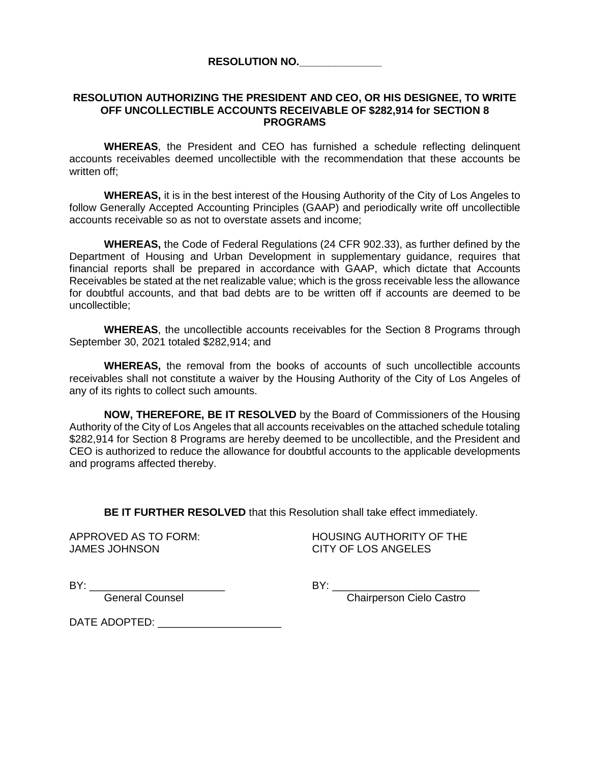**RESOLUTION NO.______________**

**RESOLUTION AUTHORIZING THE PRESIDENT AND CEO, OR HIS DESIGNEE, TO WRITE OFF UNCOLLECTIBLE ACCOUNTS RECEIVABLE OF $282,914 for SECTION 8 PROGRAMS**

**WHEREAS**, the President and CEO has furnished a schedule reflecting delinquent accounts receivables deemed uncollectible with the recommendation that these accounts be written off;

**WHEREAS,** it is in the best interest of the Housing Authority of the City of Los Angeles to follow Generally Accepted Accounting Principles (GAAP) and periodically write off uncollectible accounts receivable so as not to overstate assets and income;

**WHEREAS,** the Code of Federal Regulations (24 CFR 902.33), as further defined by the Department of Housing and Urban Development in supplementary guidance, requires that financial reports shall be prepared in accordance with GAAP, which dictate that Accounts Receivables be stated at the net realizable value; which is the gross receivable less the allowance for doubtful accounts, and that bad debts are to be written off if accounts are deemed to be uncollectible;

**WHEREAS**, the uncollectible accounts receivables for the Section 8 Programs through September 30, 2021 totaled $282,914; and

**WHEREAS,** the removal from the books of accounts of such uncollectible accounts receivables shall not constitute a waiver by the Housing Authority of the City of Los Angeles of any of its rights to collect such amounts.

**NOW, THEREFORE, BE IT RESOLVED** by the Board of Commissioners of the Housing Authority of the City of Los Angeles that all accounts receivables on the attached schedule totaling $282,914 for Section 8 Programs are hereby deemed to be uncollectible, and the President and CEO is authorized to reduce the allowance for doubtful accounts to the applicable developments and programs affected thereby.

**BE IT FURTHER RESOLVED** that this Resolution shall take effect immediately.

APPROVED AS TO FORM:
JAMES JOHNSON

BY: _______________________
General Counsel

HOUSING AUTHORITY OF THE
CITY OF LOS ANGELES

BY: ________________________
Chairperson Cielo Castro

DATE ADOPTED: _____________________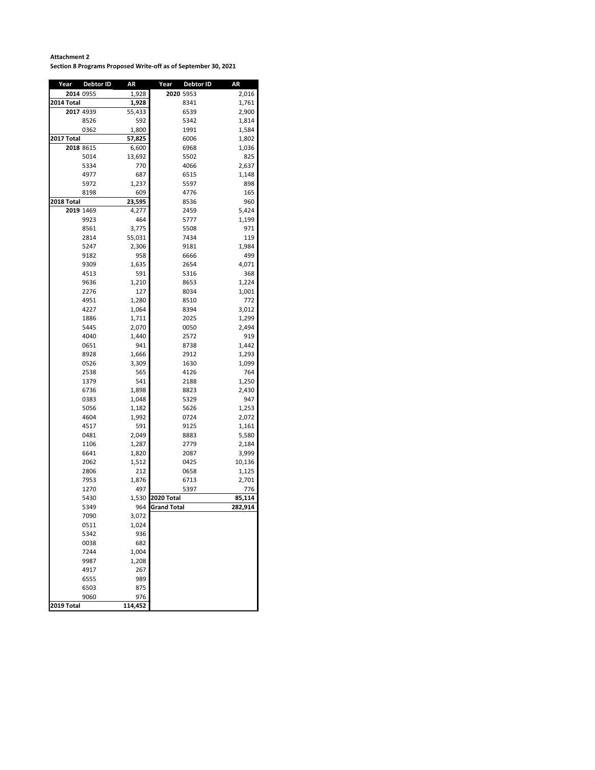**Attachment 2**

**Section 8 Programs Proposed Write-off as of September 30, 2021**

| Year | Debtor ID | AR | Year | Debtor ID | AR |
|---|---|---|---|---|---|
| **2014** | 0955 | 1,928 | **2020** | 5953 | 2,016 |
| **2014 Total** | | **1,928** | | 8341 | 1,761 |
| **2017** | 4939 | 55,433 | | 6539 | 2,900 |
| | 8526 | 592 | | 5342 | 1,814 |
| | 0362 | 1,800 | | 1991 | 1,584 |
| **2017 Total** | | **57,825** | | 6006 | 1,802 |
| **2018** | 8615 | 6,600 | | 6968 | 1,036 |
| | 5014 | 13,692 | | 5502 | 825 |
| | 5334 | 770 | | 4066 | 2,637 |
| | 4977 | 687 | | 6515 | 1,148 |
| | 5972 | 1,237 | | 5597 | 898 |
| | 8198 | 609 | | 4776 | 165 |
| **2018 Total** | | **23,595** | | 8536 | 960 |
| **2019** | 1469 | 4,277 | | 2459 | 5,424 |
| | 9923 | 464 | | 5777 | 1,199 |
| | 8561 | 3,775 | | 5508 | 971 |
| | 2814 | 55,031 | | 7434 | 119 |
| | 5247 | 2,306 | | 9181 | 1,984 |
| | 9182 | 958 | | 6666 | 499 |
| | 9309 | 1,635 | | 2654 | 4,071 |
| | 4513 | 591 | | 5316 | 368 |
| | 9636 | 1,210 | | 8653 | 1,224 |
| | 2276 | 127 | | 8034 | 1,001 |
| | 4951 | 1,280 | | 8510 | 772 |
| | 4227 | 1,064 | | 8394 | 3,012 |
| | 1886 | 1,711 | | 2025 | 1,299 |
| | 5445 | 2,070 | | 0050 | 2,494 |
| | 4040 | 1,440 | | 2572 | 919 |
| | 0651 | 941 | | 8738 | 1,442 |
| | 8928 | 1,666 | | 2912 | 1,293 |
| | 0526 | 3,309 | | 1630 | 1,099 |
| | 2538 | 565 | | 4126 | 764 |
| | 1379 | 541 | | 2188 | 1,250 |
| | 6736 | 1,898 | | 8823 | 2,430 |
| | 0383 | 1,048 | | 5329 | 947 |
| | 5056 | 1,182 | | 5626 | 1,253 |
| | 4604 | 1,992 | | 0724 | 2,072 |
| | 4517 | 591 | | 9125 | 1,161 |
| | 0481 | 2,049 | | 8883 | 5,580 |
| | 1106 | 1,287 | | 2779 | 2,184 |
| | 6641 | 1,820 | | 2087 | 3,999 |
| | 2062 | 1,512 | | 0425 | 10,136 |
| | 2806 | 212 | | 0658 | 1,125 |
| | 7953 | 1,876 | | 6713 | 2,701 |
| | 1270 | 497 | | 5397 | 776 |
| | 5430 | 1,530 | **2020 Total** | | **85,114** |
| | 5349 | 964 | **Grand Total** | | **282,914** |
| | 7090 | 3,072 | | | |
| | 0511 | 1,024 | | | |
| | 5342 | 936 | | | |
| | 0038 | 682 | | | |
| | 7244 | 1,004 | | | |
| | 9987 | 1,208 | | | |
| | 4917 | 267 | | | |
| | 6555 | 989 | | | |
| | 6503 | 875 | | | |
| | 9060 | 976 | | | |
| **2019 Total** | | **114,452** | | | |